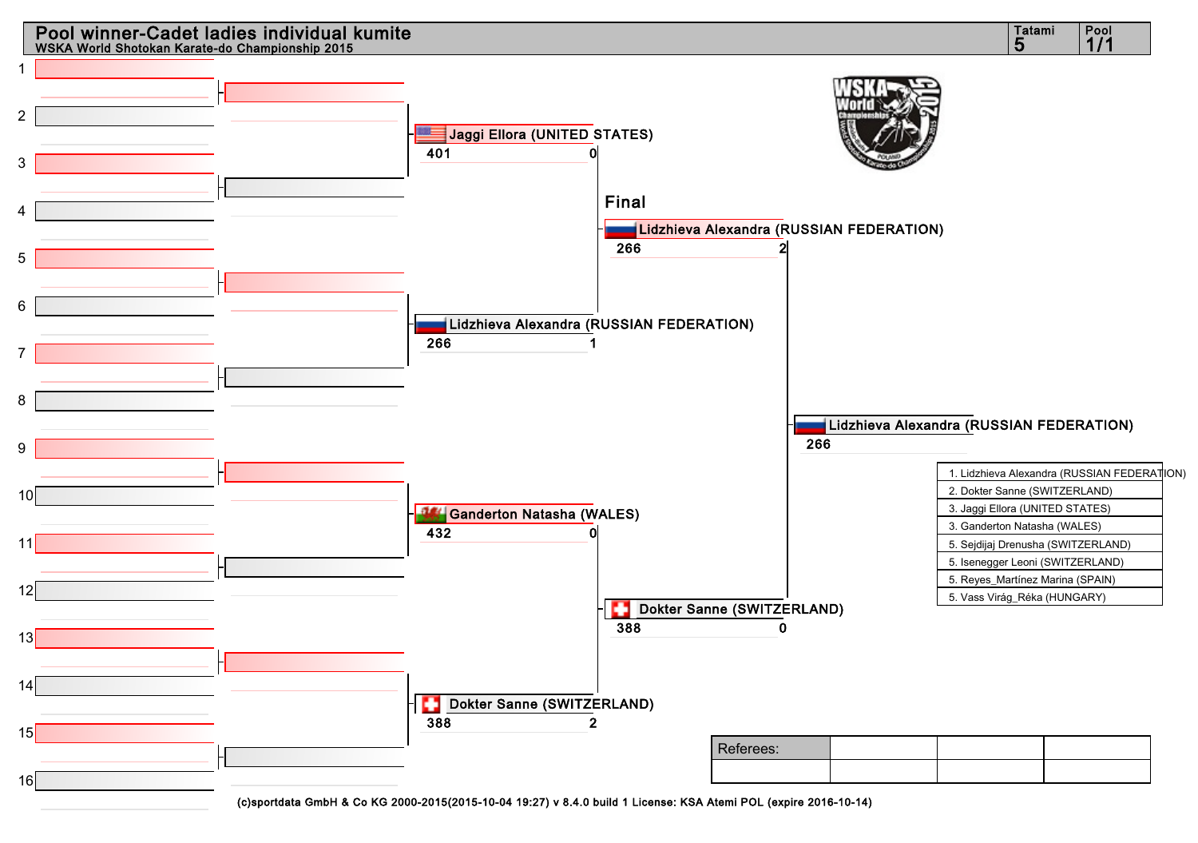# Pool winner-Cadet ladies individual kumite

WSKA World Shotokan Karate-do Championship 2015

Tatami 5

Pool 1/1

1
2
3
4
5
6
7
8
9
10
11
12
13
14
15
16

Jaggi Ellora (UNITED STATES)
401 0

Lidzhieva Alexandra (RUSSIAN FEDERATION)
266 1

Ganderton Natasha (WALES)
432 0

Dokter Sanne (SWITZERLAND)
388 2

Final

Lidzhieva Alexandra (RUSSIAN FEDERATION)
266 2

Dokter Sanne (SWITZERLAND)
388 0

Lidzhieva Alexandra (RUSSIAN FEDERATION)
266

1. Lidzhieva Alexandra (RUSSIAN FEDERATION)
2. Dokter Sanne (SWITZERLAND)
3. Jaggi Ellora (UNITED STATES)
3. Ganderton Natasha (WALES)
5. Sejdijaj Drenusha (SWITZERLAND)
5. Isenegger Leoni (SWITZERLAND)
5. Reyes_Martínez Marina (SPAIN)
5. Vass Virág_Réka (HUNGARY)

| Referees: | | | |
|---|---|---|---|
| | | | |

(c)sportdata GmbH & Co KG 2000-2015(2015-10-04 19:27) v 8.4.0 build 1 License: KSA Atemi POL (expire 2016-10-14)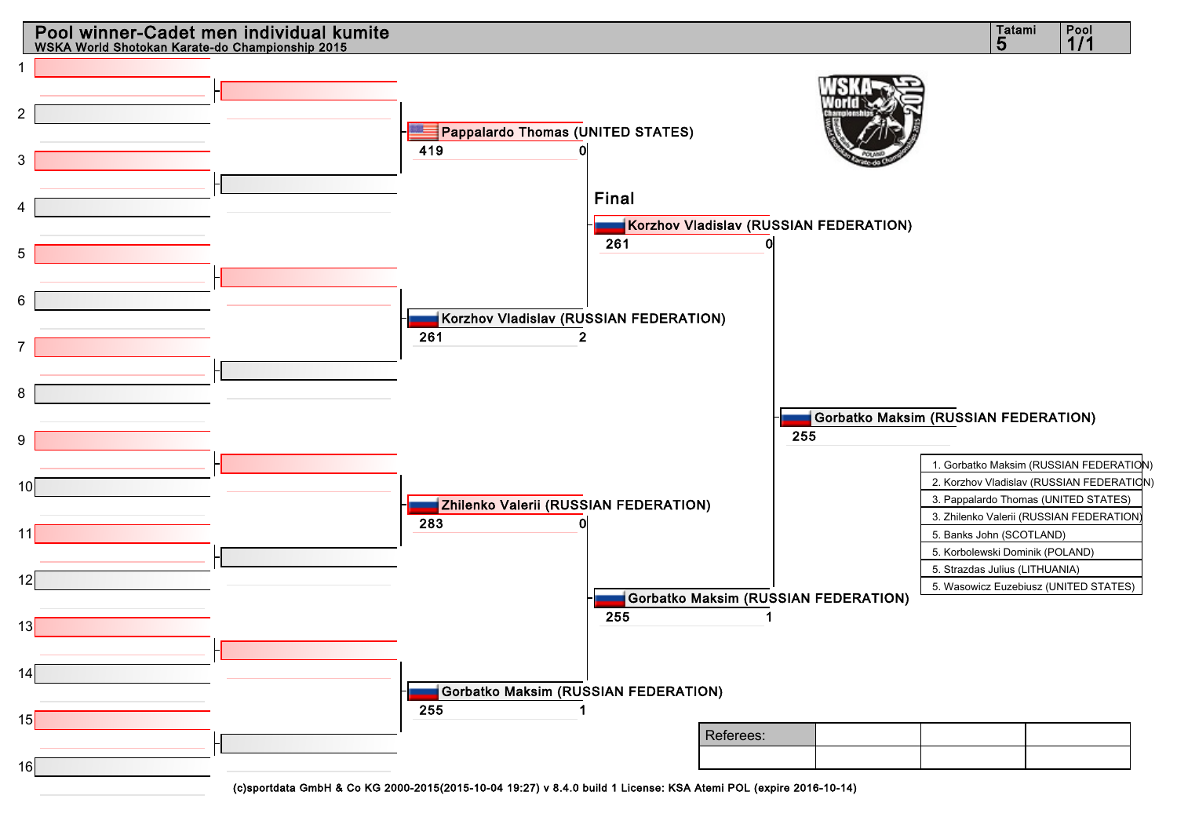# Pool winner-Cadet men individual kumite

WSKA World Shotokan Karate-do Championship 2015

Tatami 5

Pool 1/1

1
2
3
4
5
6
7
8
9
10
11
12
13
14
15
16

Pappalardo Thomas (UNITED STATES)
419 0

Korzhov Vladislav (RUSSIAN FEDERATION)
261 2

Zhilenko Valerii (RUSSIAN FEDERATION)
283 0

Gorbatko Maksim (RUSSIAN FEDERATION)
255 1

Final

Korzhov Vladislav (RUSSIAN FEDERATION)
261 0

Gorbatko Maksim (RUSSIAN FEDERATION)
255 1

Gorbatko Maksim (RUSSIAN FEDERATION)
255

| |
|---|
| 1. Gorbatko Maksim (RUSSIAN FEDERATION) |
| 2. Korzhov Vladislav (RUSSIAN FEDERATION) |
| 3. Pappalardo Thomas (UNITED STATES) |
| 3. Zhilenko Valerii (RUSSIAN FEDERATION) |
| 5. Banks John (SCOTLAND) |
| 5. Korbolewski Dominik (POLAND) |
| 5. Strazdas Julius (LITHUANIA) |
| 5. Wasowicz Euzebiusz (UNITED STATES) |

| Referees: | | | |
|---|---|---|---|
| | | | |

(c)sportdata GmbH & Co KG 2000-2015(2015-10-04 19:27) v 8.4.0 build 1 License: KSA Atemi POL (expire 2016-10-14)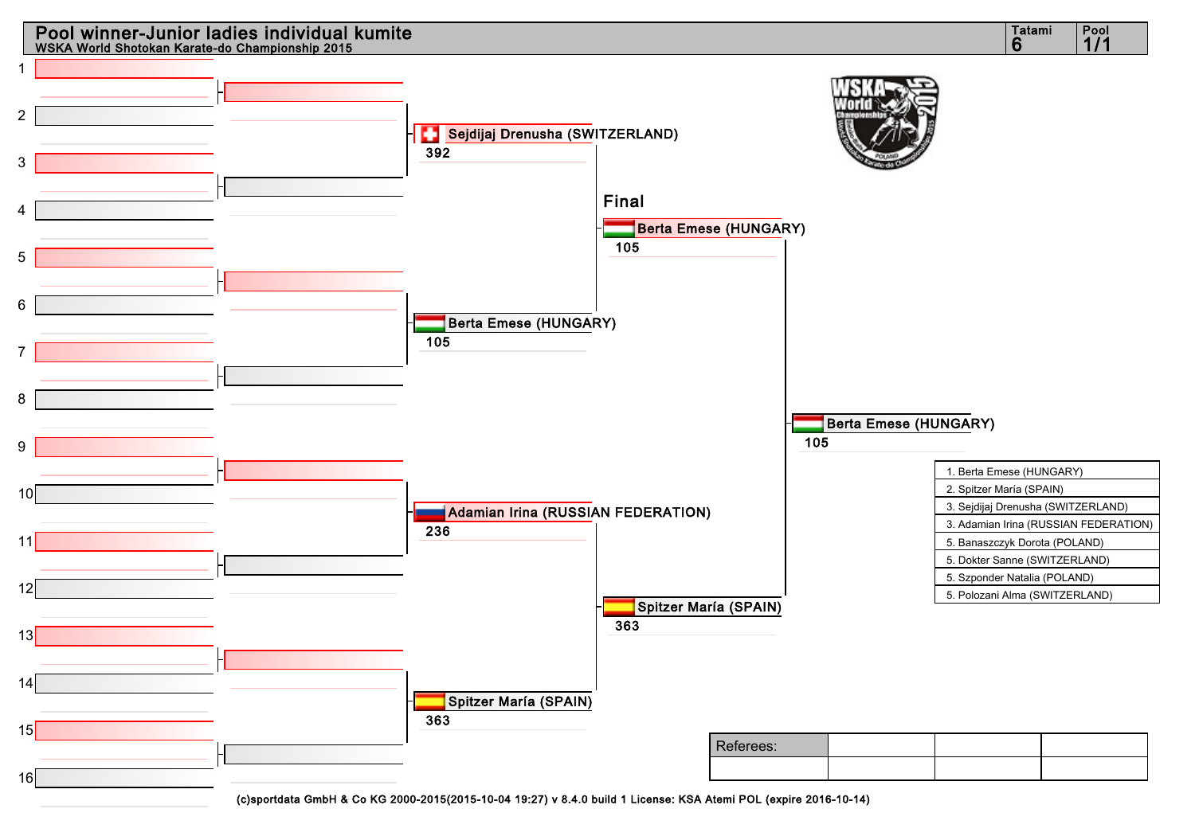# Pool winner-Junior ladies individual kumite

WSKA World Shotokan Karate-do Championship 2015

Tatami 6 | Pool 1/1

1
2
3
4
5
6
7
8
9
10
11
12
13
14
15
16

Sejdijaj Drenusha (SWITZERLAND)
392

Berta Emese (HUNGARY)
105

Adamian Irina (RUSSIAN FEDERATION)
236

Spitzer María (SPAIN)
363

**Final**

Berta Emese (HUNGARY)
105

Spitzer María (SPAIN)
363

Berta Emese (HUNGARY)
105

| |
|---|
| 1. Berta Emese (HUNGARY) |
| 2. Spitzer María (SPAIN) |
| 3. Sejdijaj Drenusha (SWITZERLAND) |
| 3. Adamian Irina (RUSSIAN FEDERATION) |
| 5. Banaszczyk Dorota (POLAND) |
| 5. Dokter Sanne (SWITZERLAND) |
| 5. Szponder Natalia (POLAND) |
| 5. Polozani Alma (SWITZERLAND) |

| Referees: | | | |
|---|---|---|---|
| | | | |

(c)sportdata GmbH & Co KG 2000-2015(2015-10-04 19:27) v 8.4.0 build 1 License: KSA Atemi POL (expire 2016-10-14)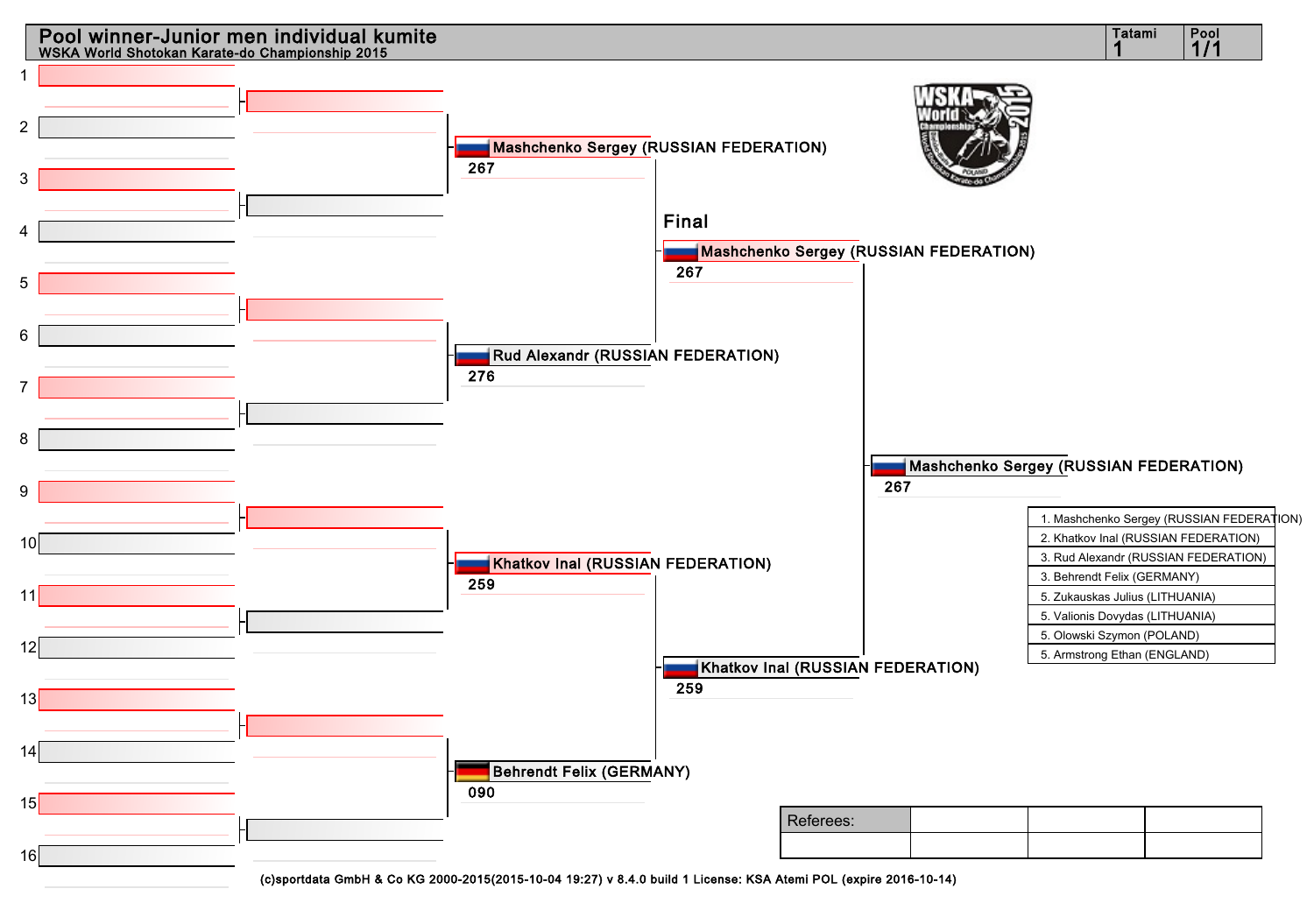# Pool winner-Junior men individual kumite

WSKA World Shotokan Karate-do Championship 2015

Tatami: 1

Pool: 1/1

1
2
3
4
5
6
7
8
9
10
11
12
13
14
15
16

Mashchenko Sergey (RUSSIAN FEDERATION)
267

Rud Alexandr (RUSSIAN FEDERATION)
276

Khatkov Inal (RUSSIAN FEDERATION)
259

Behrendt Felix (GERMANY)
090

## Final

Mashchenko Sergey (RUSSIAN FEDERATION)
267

Khatkov Inal (RUSSIAN FEDERATION)
259

Mashchenko Sergey (RUSSIAN FEDERATION)
267

1. Mashchenko Sergey (RUSSIAN FEDERATION)
2. Khatkov Inal (RUSSIAN FEDERATION)
3. Rud Alexandr (RUSSIAN FEDERATION)
3. Behrendt Felix (GERMANY)
5. Zukauskas Julius (LITHUANIA)
5. Valionis Dovydas (LITHUANIA)
5. Olowski Szymon (POLAND)
5. Armstrong Ethan (ENGLAND)

| Referees: | | | |
|---|---|---|---|
| | | | |

(c)sportdata GmbH & Co KG 2000-2015(2015-10-04 19:27) v 8.4.0 build 1 License: KSA Atemi POL (expire 2016-10-14)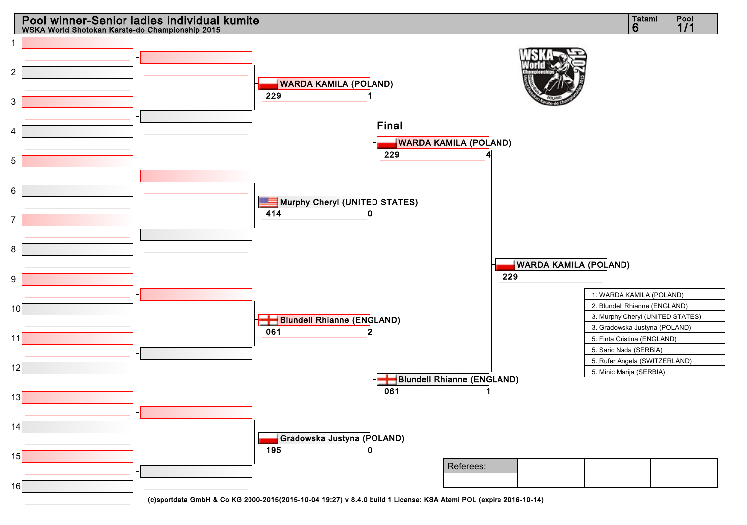# Pool winner-Senior ladies individual kumite

WSKA World Shotokan Karate-do Championship 2015

Tatami 6

Pool 1/1

1
2
3
4
5
6
7
8
9
10
11
12
13
14
15
16

WARDA KAMILA (POLAND)
229 1

Murphy Cheryl (UNITED STATES)
414 0

Blundell Rhianne (ENGLAND)
061 2

Gradowska Justyna (POLAND)
195 0

Final

WARDA KAMILA (POLAND)
229 4

Blundell Rhianne (ENGLAND)
061 1

WARDA KAMILA (POLAND)
229

| |
|---|
| 1. WARDA KAMILA (POLAND) |
| 2. Blundell Rhianne (ENGLAND) |
| 3. Murphy Cheryl (UNITED STATES) |
| 3. Gradowska Justyna (POLAND) |
| 5. Finta Cristina (ENGLAND) |
| 5. Saric Nada (SERBIA) |
| 5. Rufer Angela (SWITZERLAND) |
| 5. Minic Marija (SERBIA) |

| Referees: | | | |
|---|---|---|---|
| | | | |

(c)sportdata GmbH & Co KG 2000-2015(2015-10-04 19:27) v 8.4.0 build 1 License: KSA Atemi POL (expire 2016-10-14)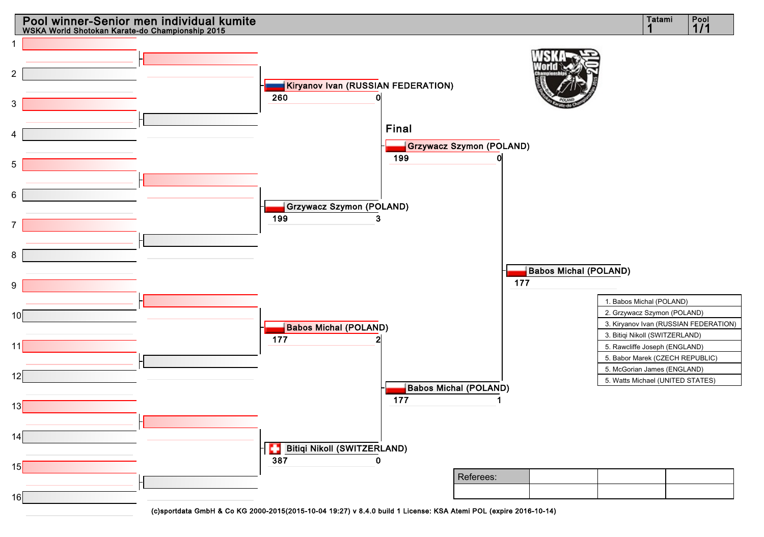# Pool winner-Senior men individual kumite

WSKA World Shotokan Karate-do Championship 2015

Tatami 1

Pool 1/1

1
2
3
4
5
6
7
8
9
10
11
12
13
14
15
16

Kiryanov Ivan (RUSSIAN FEDERATION)
260 0

Grzywacz Szymon (POLAND)
199 3

Babos Michal (POLAND)
177 2

Bitiqi Nikoll (SWITZERLAND)
387 0

Final

Grzywacz Szymon (POLAND)
199 0

Babos Michal (POLAND)
177 1

Babos Michal (POLAND)
177

| |
|---|
| 1. Babos Michal (POLAND) |
| 2. Grzywacz Szymon (POLAND) |
| 3. Kiryanov Ivan (RUSSIAN FEDERATION) |
| 3. Bitiqi Nikoll (SWITZERLAND) |
| 5. Rawcliffe Joseph (ENGLAND) |
| 5. Babor Marek (CZECH REPUBLIC) |
| 5. McGorian James (ENGLAND) |
| 5. Watts Michael (UNITED STATES) |

| Referees: | | | |
|---|---|---|---|
| | | | |

(c)sportdata GmbH & Co KG 2000-2015(2015-10-04 19:27) v 8.4.0 build 1 License: KSA Atemi POL (expire 2016-10-14)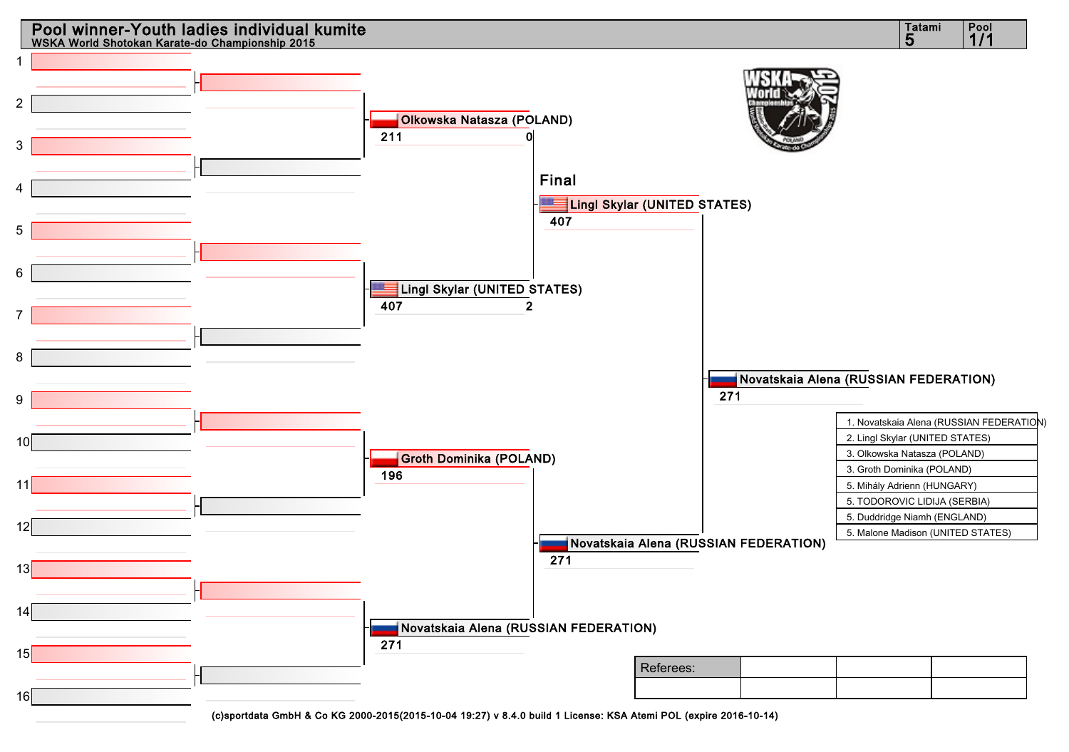# Pool winner-Youth ladies individual kumite

**WSKA World Shotokan Karate-do Championship 2015**

Tatami 5 | Pool 1/1

1
2
3
4
5
6
7
8
9
10
11
12
13
14
15
16

Olkowska Natasza (POLAND)
211 0

Lingl Skylar (UNITED STATES)
407 2

Groth Dominika (POLAND)
196

Novatskaia Alena (RUSSIAN FEDERATION)
271

Final

Lingl Skylar (UNITED STATES)
407

Novatskaia Alena (RUSSIAN FEDERATION)
271

Novatskaia Alena (RUSSIAN FEDERATION)
271

| |
|---|
| 1. Novatskaia Alena (RUSSIAN FEDERATION) |
| 2. Lingl Skylar (UNITED STATES) |
| 3. Olkowska Natasza (POLAND) |
| 3. Groth Dominika (POLAND) |
| 5. Mihály Adrienn (HUNGARY) |
| 5. TODOROVIC LIDIJA (SERBIA) |
| 5. Duddridge Niamh (ENGLAND) |
| 5. Malone Madison (UNITED STATES) |

| Referees: | | | |
|---|---|---|---|
| | | | |

(c)sportdata GmbH & Co KG 2000-2015(2015-10-04 19:27) v 8.4.0 build 1 License: KSA Atemi POL (expire 2016-10-14)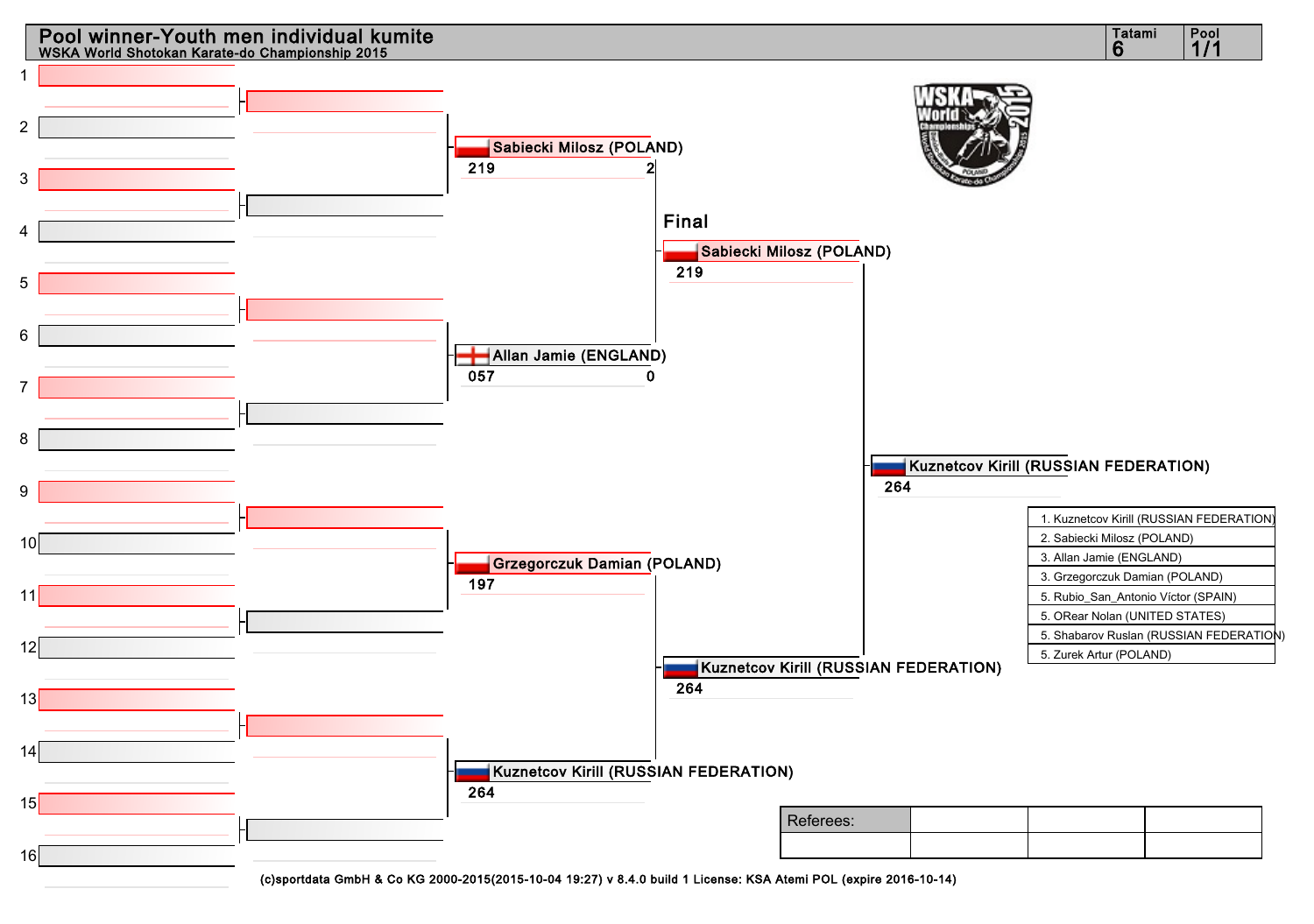# Pool winner-Youth men individual kumite

WSKA World Shotokan Karate-do Championship 2015

Tatami 6

Pool 1/1

1
2
3
4
5
6
7
8
9
10
11
12
13
14
15
16

Sabiecki Milosz (POLAND)
219 2

Allan Jamie (ENGLAND)
057 0

Grzegorczuk Damian (POLAND)
197

Kuznetcov Kirill (RUSSIAN FEDERATION)
264

Final

Sabiecki Milosz (POLAND)
219

Kuznetcov Kirill (RUSSIAN FEDERATION)
264

Kuznetcov Kirill (RUSSIAN FEDERATION)
264

| |
|---|
| 1. Kuznetcov Kirill (RUSSIAN FEDERATION) |
| 2. Sabiecki Milosz (POLAND) |
| 3. Allan Jamie (ENGLAND) |
| 3. Grzegorczuk Damian (POLAND) |
| 5. Rubio_San_Antonio Víctor (SPAIN) |
| 5. ORear Nolan (UNITED STATES) |
| 5. Shabarov Ruslan (RUSSIAN FEDERATION) |
| 5. Zurek Artur (POLAND) |

| Referees: | | | |
|---|---|---|---|
| | | | |

(c)sportdata GmbH & Co KG 2000-2015(2015-10-04 19:27) v 8.4.0 build 1 License: KSA Atemi POL (expire 2016-10-14)